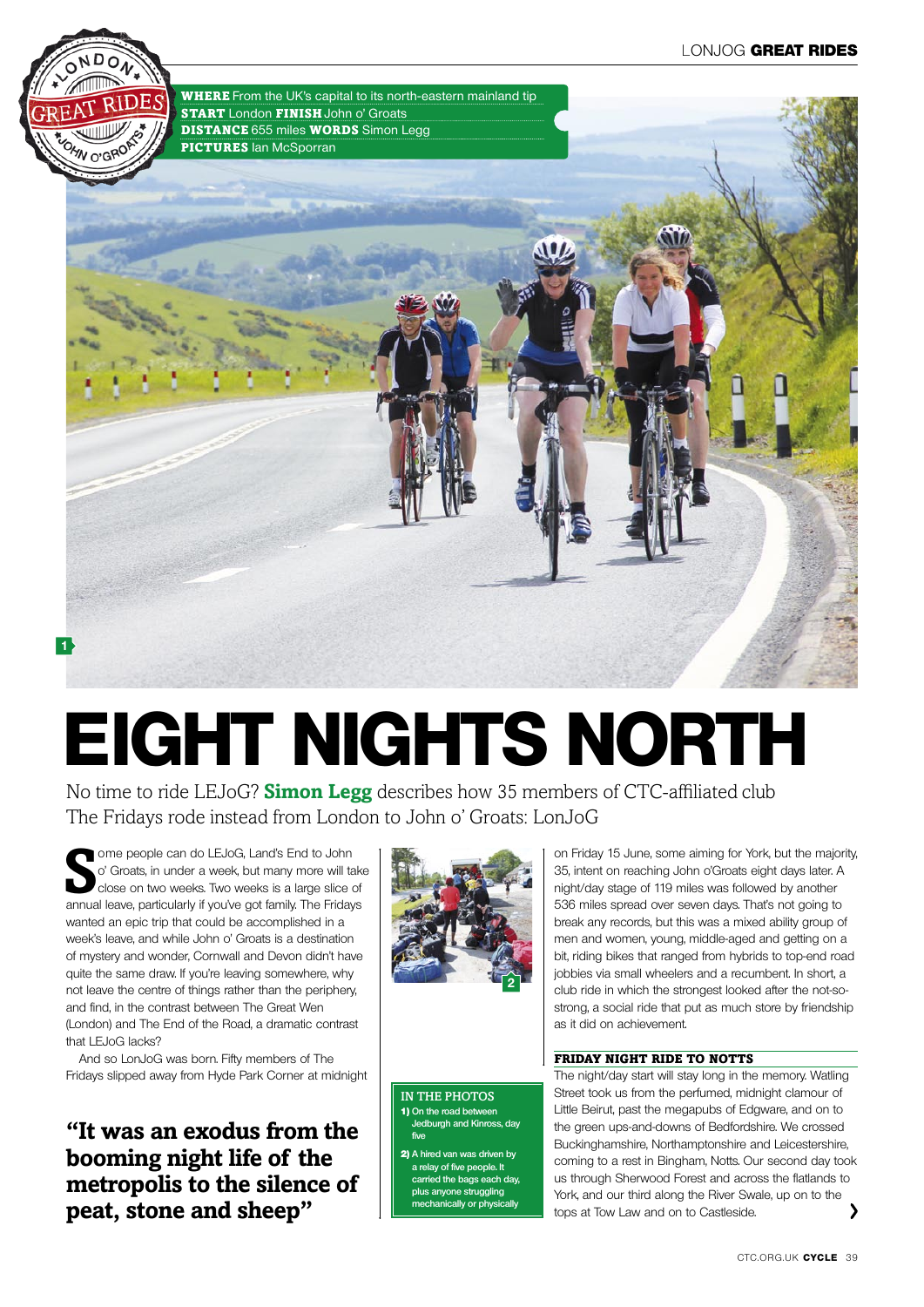**WHERE** From the UK's capital to its north-eastern mainland tip
**START** London **FINISH** John o' Groats
**DISTANCE** 655 miles **WORDS** Simon Legg
**PICTURES** Ian McSporran

# EIGHT NIGHTS NORTH

No time to ride LEJoG? **Simon Legg** describes how 35 members of CTC-affiliated club The Fridays rode instead from London to John o' Groats: LonJoG

Some people can do LEJoG, Land's End to John o' Groats, in under a week, but many more will take close on two weeks. Two weeks is a large slice of annual leave, particularly if you've got family. The Fridays wanted an epic trip that could be accomplished in a week's leave, and while John o' Groats is a destination of mystery and wonder, Cornwall and Devon didn't have quite the same draw. If you're leaving somewhere, why not leave the centre of things rather than the periphery, and find, in the contrast between The Great Wen (London) and The End of the Road, a dramatic contrast that LEJoG lacks?

And so LonJoG was born. Fifty members of The Fridays slipped away from Hyde Park Corner at midnight on Friday 15 June, some aiming for York, but the majority, 35, intent on reaching John o'Groats eight days later. A night/day stage of 119 miles was followed by another 536 miles spread over seven days. That's not going to break any records, but this was a mixed ability group of men and women, young, middle-aged and getting on a bit, riding bikes that ranged from hybrids to top-end road jobbies via small wheelers and a recumbent. In short, a club ride in which the strongest looked after the not-so-strong, a social ride that put as much store by friendship as it did on achievement.

> **"It was an exodus from the booming night life of the metropolis to the silence of peat, stone and sheep"**

**IN THE PHOTOS**

**1)** On the road between Jedburgh and Kinross, day five

**2)** A hired van was driven by a relay of five people. It carried the bags each day, plus anyone struggling mechanically or physically

## FRIDAY NIGHT RIDE TO NOTTS

The night/day start will stay long in the memory. Watling Street took us from the perfumed, midnight clamour of Little Beirut, past the megapubs of Edgware, and on to the green ups-and-downs of Bedfordshire. We crossed Buckinghamshire, Northamptonshire and Leicestershire, coming to a rest in Bingham, Notts. Our second day took us through Sherwood Forest and across the flatlands to York, and our third along the River Swale, up on to the tops at Tow Law and on to Castleside.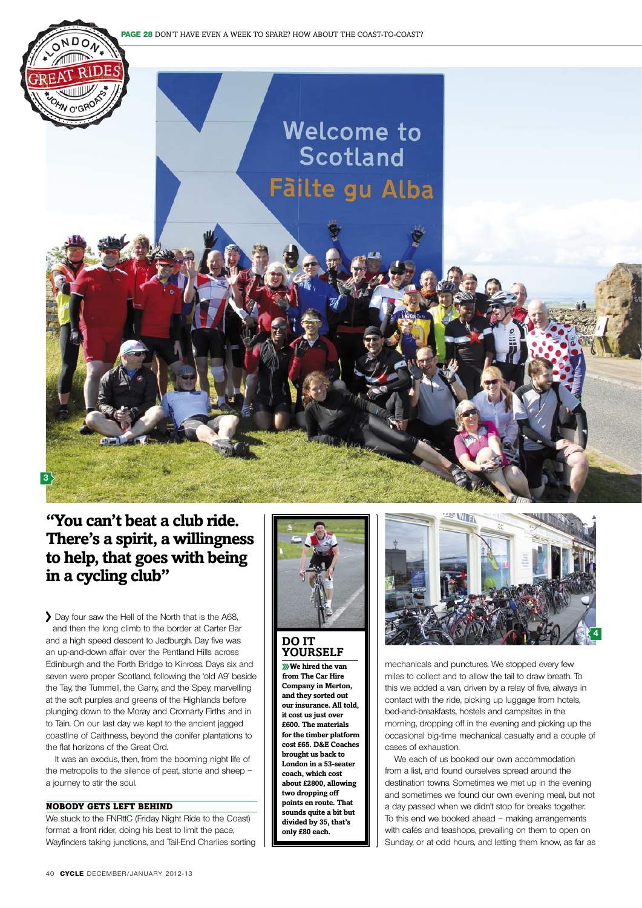**PAGE 28** DON'T HAVE EVEN A WEEK TO SPARE? HOW ABOUT THE COAST-TO-COAST?

## "You can't beat a club ride. There's a spirit, a willingness to help, that goes with being in a cycling club"

Day four saw the Hell of the North that is the A68, and then the long climb to the border at Carter Bar and a high speed descent to Jedburgh. Day five was an up-and-down affair over the Pentland Hills across Edinburgh and the Forth Bridge to Kinross. Days six and seven were proper Scotland, following the 'old A9' beside the Tay, the Tummell, the Garry, and the Spey, marvelling at the soft purples and greens of the Highlands before plunging down to the Moray and Cromarty Firths and in to Tain. On our last day we kept to the ancient jagged coastline of Caithness, beyond the conifer plantations to the flat horizons of the Great Ord.

It was an exodus, then, from the booming night life of the metropolis to the silence of peat, stone and sheep – a journey to stir the soul.

### NOBODY GETS LEFT BEHIND

We stuck to the FNRttC (Friday Night Ride to the Coast) format: a front rider, doing his best to limit the pace, Wayfinders taking junctions, and Tail-End Charlies sorting mechanicals and punctures. We stopped every few miles to collect and to allow the tail to draw breath. To this we added a van, driven by a relay of five, always in contact with the ride, picking up luggage from hotels, bed-and-breakfasts, hostels and campsites in the morning, dropping off in the evening and picking up the occasional big-time mechanical casualty and a couple of cases of exhaustion.

We each of us booked our own accommodation from a list, and found ourselves spread around the destination towns. Sometimes we met up in the evening and sometimes we found our own evening meal, but not a day passed when we didn't stop for breaks together. To this end we booked ahead – making arrangements with cafés and teashops, prevailing on them to open on Sunday, or at odd hours, and letting them know, as far as

### DO IT YOURSELF

**We hired the van from The Car Hire Company in Merton, and they sorted out our insurance. All told, it cost us just over £600. The materials for the timber platform cost £65. D&E Coaches brought us back to London in a 53-seater coach, which cost about £2800, allowing two dropping off points en route. That sounds quite a bit but divided by 35, that's only £80 each.**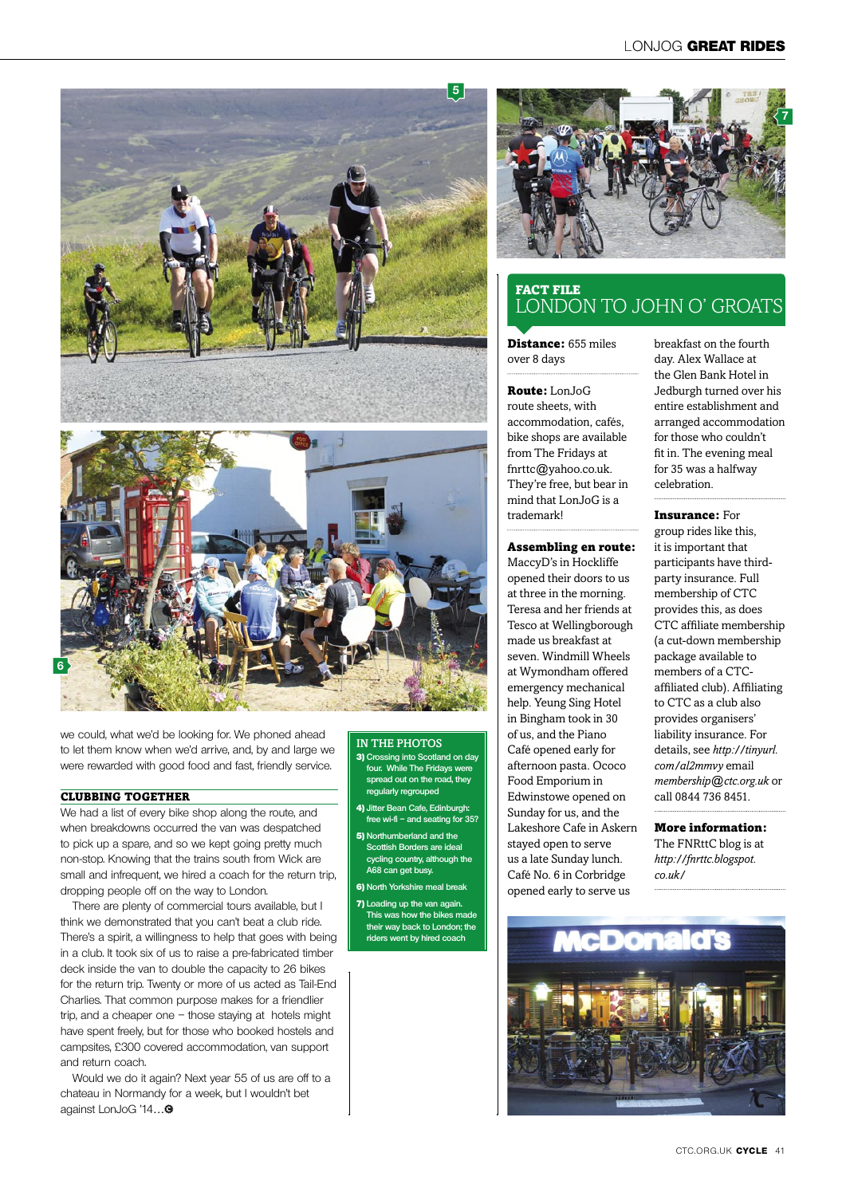we could, what we'd be looking for. We phoned ahead to let them know when we'd arrive, and, by and large we were rewarded with good food and fast, friendly service.

## CLUBBING TOGETHER

We had a list of every bike shop along the route, and when breakdowns occurred the van was despatched to pick up a spare, and so we kept going pretty much non-stop. Knowing that the trains south from Wick are small and infrequent, we hired a coach for the return trip, dropping people off on the way to London.

There are plenty of commercial tours available, but I think we demonstrated that you can't beat a club ride. There's a spirit, a willingness to help that goes with being in a club. It took six of us to raise a pre-fabricated timber deck inside the van to double the capacity to 26 bikes for the return trip. Twenty or more of us acted as Tail-End Charlies. That common purpose makes for a friendlier trip, and a cheaper one – those staying at hotels might have spent freely, but for those who booked hostels and campsites, £300 covered accommodation, van support and return coach.

Would we do it again? Next year 55 of us are off to a chateau in Normandy for a week, but I wouldn't bet against LonJoG '14…

## IN THE PHOTOS

**3)** Crossing into Scotland on day four. While The Fridays were spread out on the road, they regularly regrouped

**4)** Jitter Bean Cafe, Edinburgh: free wi-fi – and seating for 35?

**5)** Northumberland and the Scottish Borders are ideal cycling country, although the A68 can get busy.

**6)** North Yorkshire meal break

**7)** Loading up the van again. This was how the bikes made their way back to London; the riders went by hired coach

## FACT FILE
## LONDON TO JOHN O' GROATS

**Distance:** 655 miles over 8 days

**Route:** LonJoG route sheets, with accommodation, cafés, bike shops are available from The Fridays at fnrttc@yahoo.co.uk. They're free, but bear in mind that LonJoG is a trademark!

**Assembling en route:** MaccyD's in Hockliffe opened their doors to us at three in the morning. Teresa and her friends at Tesco at Wellingborough made us breakfast at seven. Windmill Wheels at Wymondham offered emergency mechanical help. Yeung Sing Hotel in Bingham took in 30 of us, and the Piano Café opened early for afternoon pasta. Ococo Food Emporium in Edwinstowe opened on Sunday for us, and the Lakeshore Cafe in Askern stayed open to serve us a late Sunday lunch. Café No. 6 in Corbridge opened early to serve us breakfast on the fourth day. Alex Wallace at the Glen Bank Hotel in Jedburgh turned over his entire establishment and arranged accommodation for those who couldn't fit in. The evening meal for 35 was a halfway celebration.

**Insurance:** For group rides like this, it is important that participants have third-party insurance. Full membership of CTC provides this, as does CTC affiliate membership (a cut-down membership package available to members of a CTC-affiliated club). Affiliating to CTC as a club also provides organisers' liability insurance. For details, see *http://tinyurl.com/al2mmvy* email *membership@ctc.org.uk* or call 0844 736 8451.

**More information:** The FNRttC blog is at *http://fnrttc.blogspot.co.uk/*